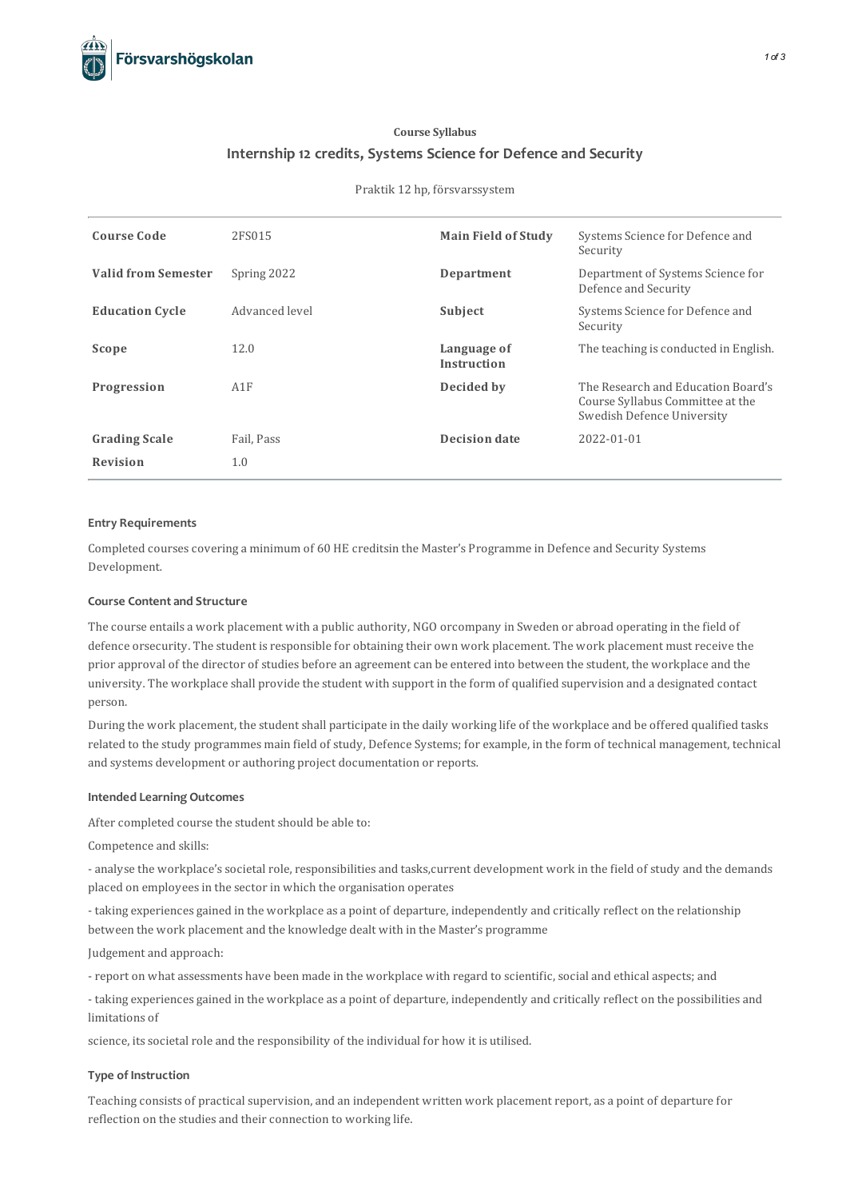**Course Syllabus**

## Internship 12 credits, Systems Science for Defence and Security

Praktik 12 hp, försvarssystem

| | | | |
|---|---|---|---|
| **Course Code** | 2FS015 | **Main Field of Study** | Systems Science for Defence and Security |
| **Valid from Semester** | Spring 2022 | **Department** | Department of Systems Science for Defence and Security |
| **Education Cycle** | Advanced level | **Subject** | Systems Science for Defence and Security |
| **Scope** | 12.0 | **Language of Instruction** | The teaching is conducted in English. |
| **Progression** | A1F | **Decided by** | The Research and Education Board's Course Syllabus Committee at the Swedish Defence University |
| **Grading Scale** | Fail, Pass | **Decision date** | 2022-01-01 |
| **Revision** | 1.0 | | |

### Entry Requirements

Completed courses covering a minimum of 60 HE creditsin the Master's Programme in Defence and Security Systems Development.

### Course Content and Structure

The course entails a work placement with a public authority, NGO orcompany in Sweden or abroad operating in the field of defence orsecurity. The student is responsible for obtaining their own work placement. The work placement must receive the prior approval of the director of studies before an agreement can be entered into between the student, the workplace and the university. The workplace shall provide the student with support in the form of qualified supervision and a designated contact person.

During the work placement, the student shall participate in the daily working life of the workplace and be offered qualified tasks related to the study programmes main field of study, Defence Systems; for example, in the form of technical management, technical and systems development or authoring project documentation or reports.

### Intended Learning Outcomes

After completed course the student should be able to:

Competence and skills:

- analyse the workplace's societal role, responsibilities and tasks,current development work in the field of study and the demands placed on employees in the sector in which the organisation operates

- taking experiences gained in the workplace as a point of departure, independently and critically reflect on the relationship between the work placement and the knowledge dealt with in the Master's programme

Judgement and approach:

- report on what assessments have been made in the workplace with regard to scientific, social and ethical aspects; and

- taking experiences gained in the workplace as a point of departure, independently and critically reflect on the possibilities and limitations of

science, its societal role and the responsibility of the individual for how it is utilised.

### Type of Instruction

Teaching consists of practical supervision, and an independent written work placement report, as a point of departure for reflection on the studies and their connection to working life.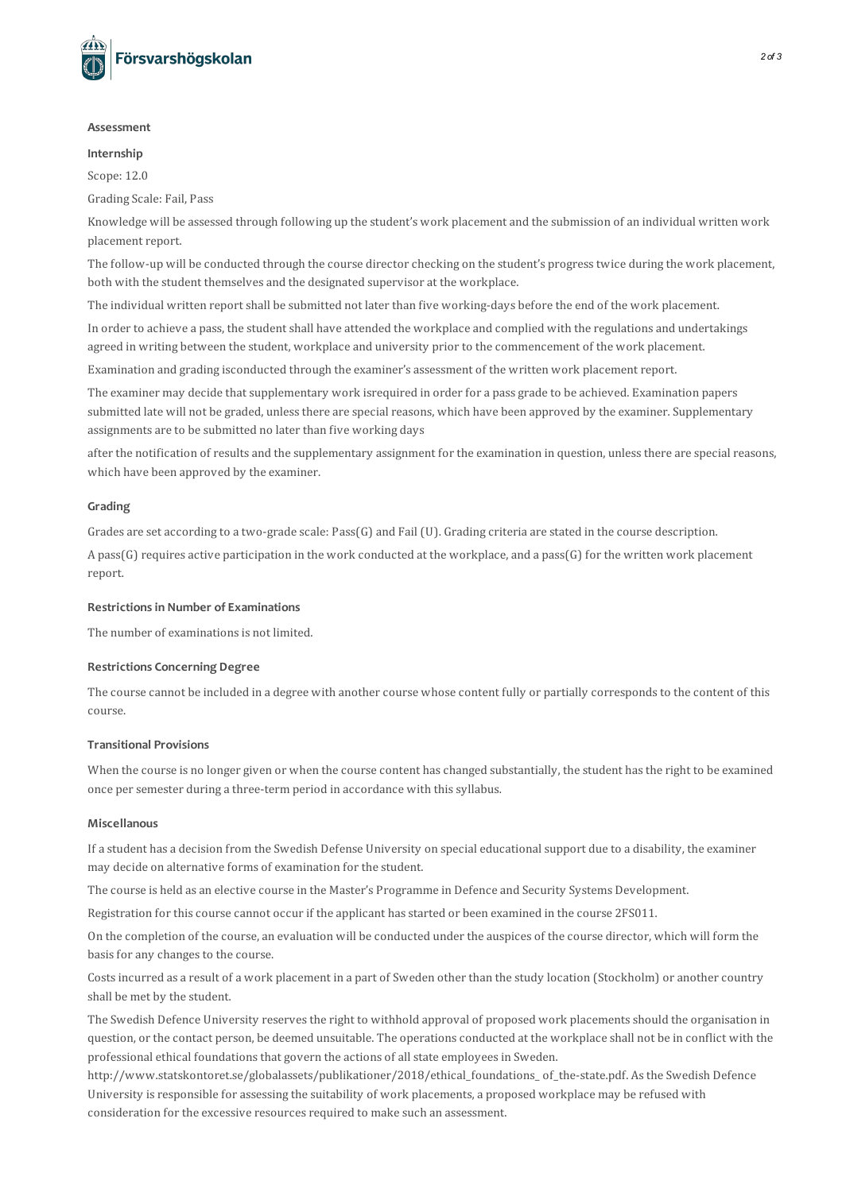### Assessment

#### Internship

Scope: 12.0

Grading Scale: Fail, Pass

Knowledge will be assessed through following up the student's work placement and the submission of an individual written work placement report.

The follow-up will be conducted through the course director checking on the student's progress twice during the work placement, both with the student themselves and the designated supervisor at the workplace.

The individual written report shall be submitted not later than five working-days before the end of the work placement.

In order to achieve a pass, the student shall have attended the workplace and complied with the regulations and undertakings agreed in writing between the student, workplace and university prior to the commencement of the work placement.

Examination and grading isconducted through the examiner's assessment of the written work placement report.

The examiner may decide that supplementary work isrequired in order for a pass grade to be achieved. Examination papers submitted late will not be graded, unless there are special reasons, which have been approved by the examiner. Supplementary assignments are to be submitted no later than five working days

after the notification of results and the supplementary assignment for the examination in question, unless there are special reasons, which have been approved by the examiner.

### Grading

Grades are set according to a two-grade scale: Pass(G) and Fail (U). Grading criteria are stated in the course description.

A pass(G) requires active participation in the work conducted at the workplace, and a pass(G) for the written work placement report.

### Restrictions in Number of Examinations

The number of examinations is not limited.

### Restrictions Concerning Degree

The course cannot be included in a degree with another course whose content fully or partially corresponds to the content of this course.

### Transitional Provisions

When the course is no longer given or when the course content has changed substantially, the student has the right to be examined once per semester during a three-term period in accordance with this syllabus.

### Miscellanous

If a student has a decision from the Swedish Defense University on special educational support due to a disability, the examiner may decide on alternative forms of examination for the student.

The course is held as an elective course in the Master's Programme in Defence and Security Systems Development.

Registration for this course cannot occur if the applicant has started or been examined in the course 2FS011.

On the completion of the course, an evaluation will be conducted under the auspices of the course director, which will form the basis for any changes to the course.

Costs incurred as a result of a work placement in a part of Sweden other than the study location (Stockholm) or another country shall be met by the student.

The Swedish Defence University reserves the right to withhold approval of proposed work placements should the organisation in question, or the contact person, be deemed unsuitable. The operations conducted at the workplace shall not be in conflict with the professional ethical foundations that govern the actions of all state employees in Sweden. http://www.statskontoret.se/globalassets/publikationer/2018/ethical_foundations_ of_the-state.pdf. As the Swedish Defence University is responsible for assessing the suitability of work placements, a proposed workplace may be refused with consideration for the excessive resources required to make such an assessment.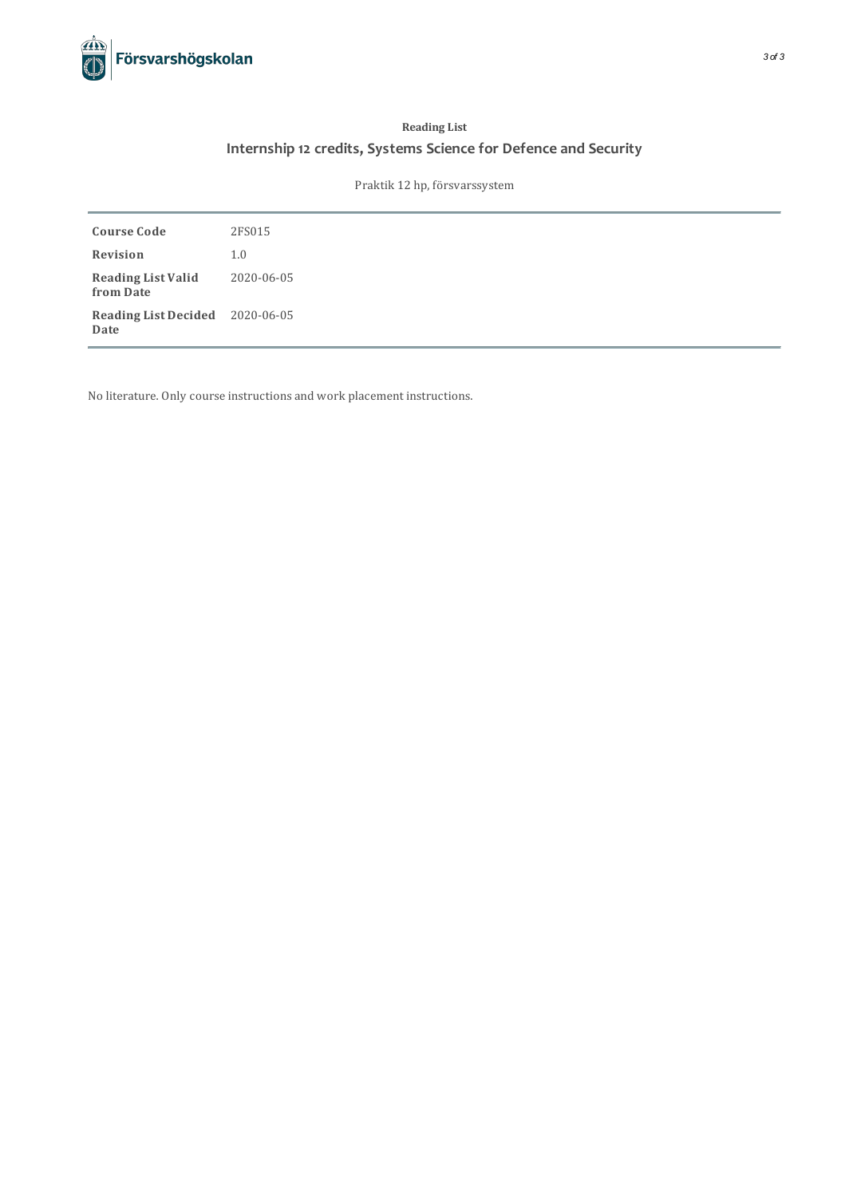**Reading List**

# Internship 12 credits, Systems Science for Defence and Security

Praktik 12 hp, försvarssystem

| | |
|---|---|
| **Course Code** | 2FS015 |
| **Revision** | 1.0 |
| **Reading List Valid from Date** | 2020-06-05 |
| **Reading List Decided Date** | 2020-06-05 |

No literature. Only course instructions and work placement instructions.